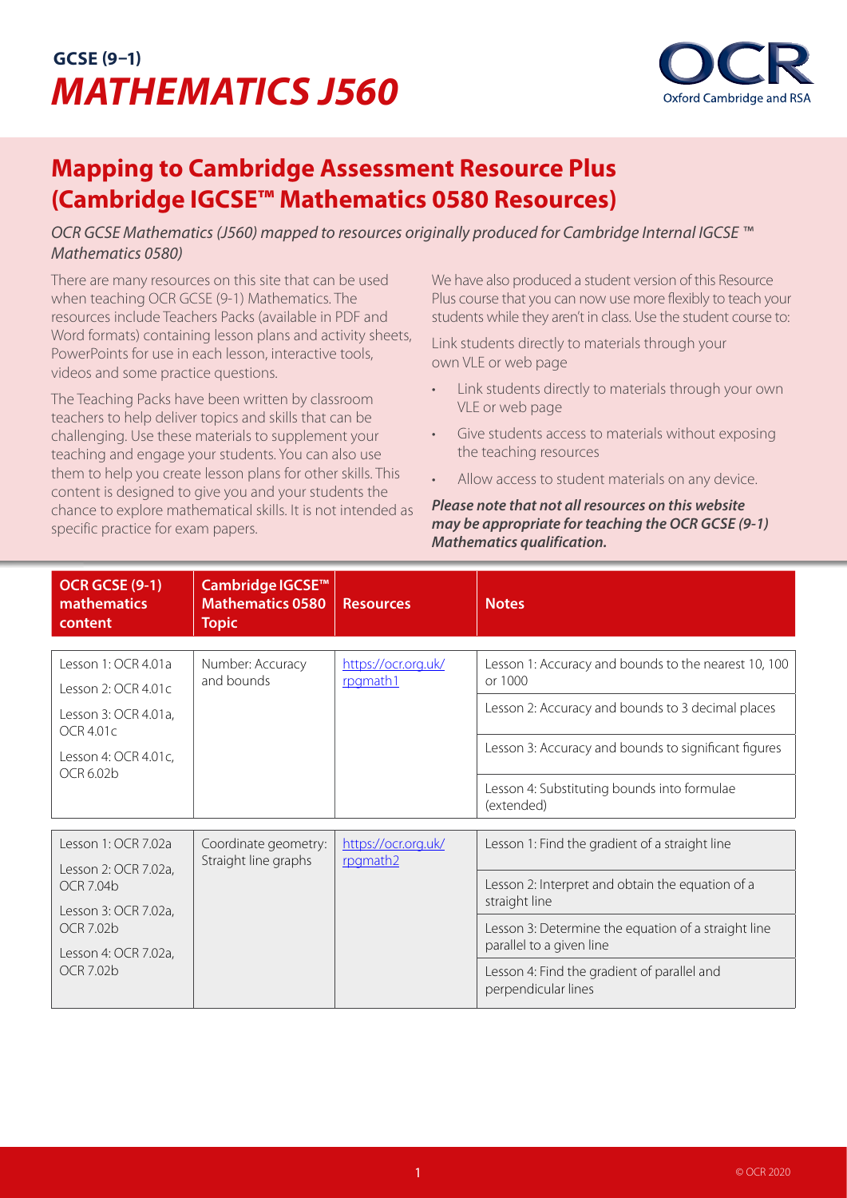# GCSE (9–1)
# *MATHEMATICS J560*

## Mapping to Cambridge Assessment Resource Plus (Cambridge IGCSE™ Mathematics 0580 Resources)

*OCR GCSE Mathematics (J560) mapped to resources originally produced for Cambridge Internal IGCSE ™ Mathematics 0580)*

There are many resources on this site that can be used when teaching OCR GCSE (9-1) Mathematics. The resources include Teachers Packs (available in PDF and Word formats) containing lesson plans and activity sheets, PowerPoints for use in each lesson, interactive tools, videos and some practice questions.

The Teaching Packs have been written by classroom teachers to help deliver topics and skills that can be challenging. Use these materials to supplement your teaching and engage your students. You can also use them to help you create lesson plans for other skills. This content is designed to give you and your students the chance to explore mathematical skills. It is not intended as specific practice for exam papers.

We have also produced a student version of this Resource Plus course that you can now use more flexibly to teach your students while they aren't in class. Use the student course to:

Link students directly to materials through your own VLE or web page

- Link students directly to materials through your own VLE or web page
- Give students access to materials without exposing the teaching resources
- Allow access to student materials on any device.

***Please note that not all resources on this website may be appropriate for teaching the OCR GCSE (9-1) Mathematics qualification.***

| OCR GCSE (9-1) mathematics content | Cambridge IGCSE™ Mathematics 0580 Topic | Resources | Notes |
|---|---|---|---|
| Lesson 1: OCR 4.01a | Number: Accuracy and bounds | https://ocr.org.uk/rpgmath1 | Lesson 1: Accuracy and bounds to the nearest 10, 100 or 1000 |
| Lesson 2: OCR 4.01c | | | Lesson 2: Accuracy and bounds to 3 decimal places |
| Lesson 3: OCR 4.01a, OCR 4.01c | | | Lesson 3: Accuracy and bounds to significant figures |
| Lesson 4: OCR 4.01c, OCR 6.02b | | | Lesson 4: Substituting bounds into formulae (extended) |
| Lesson 1: OCR 7.02a | Coordinate geometry: Straight line graphs | https://ocr.org.uk/rpgmath2 | Lesson 1: Find the gradient of a straight line |
| Lesson 2: OCR 7.02a, OCR 7.04b | | | Lesson 2: Interpret and obtain the equation of a straight line |
| Lesson 3: OCR 7.02a, OCR 7.02b | | | Lesson 3: Determine the equation of a straight line parallel to a given line |
| Lesson 4: OCR 7.02a, OCR 7.02b | | | Lesson 4: Find the gradient of parallel and perpendicular lines |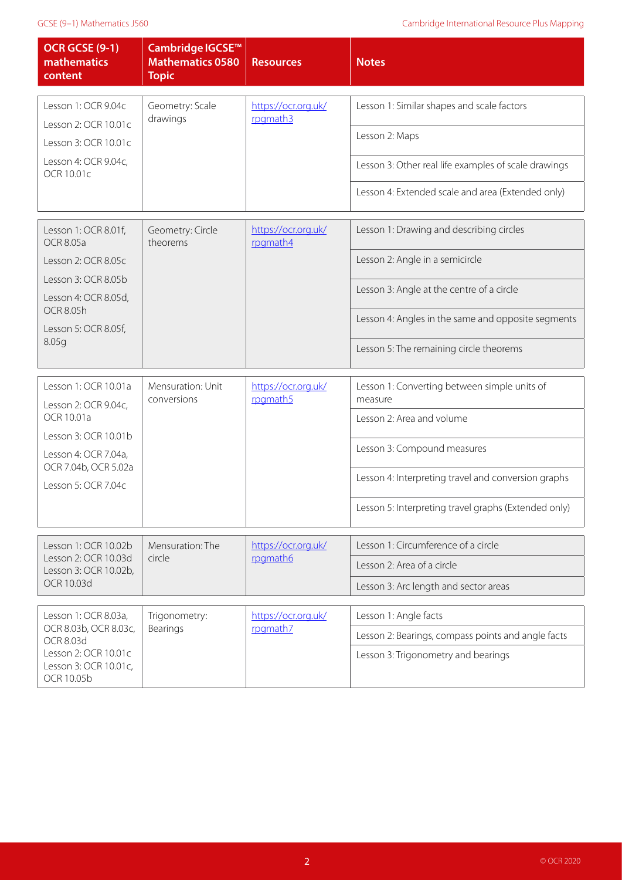| OCR GCSE (9-1) mathematics content | Cambridge IGCSE™ Mathematics 0580 Topic | Resources | Notes |
|---|---|---|---|
| Lesson 1: OCR 9.04c<br>Lesson 2: OCR 10.01c<br>Lesson 3: OCR 10.01c<br>Lesson 4: OCR 9.04c, OCR 10.01c | Geometry: Scale drawings | https://ocr.org.uk/rpgmath3 | Lesson 1: Similar shapes and scale factors<br>Lesson 2: Maps<br>Lesson 3: Other real life examples of scale drawings<br>Lesson 4: Extended scale and area (Extended only) |
| Lesson 1: OCR 8.01f, OCR 8.05a<br>Lesson 2: OCR 8.05c<br>Lesson 3: OCR 8.05b<br>Lesson 4: OCR 8.05d, OCR 8.05h<br>Lesson 5: OCR 8.05f, 8.05g | Geometry: Circle theorems | https://ocr.org.uk/rpgmath4 | Lesson 1: Drawing and describing circles<br>Lesson 2: Angle in a semicircle<br>Lesson 3: Angle at the centre of a circle<br>Lesson 4: Angles in the same and opposite segments<br>Lesson 5: The remaining circle theorems |
| Lesson 1: OCR 10.01a<br>Lesson 2: OCR 9.04c, OCR 10.01a<br>Lesson 3: OCR 10.01b<br>Lesson 4: OCR 7.04a, OCR 7.04b, OCR 5.02a<br>Lesson 5: OCR 7.04c | Mensuration: Unit conversions | https://ocr.org.uk/rpgmath5 | Lesson 1: Converting between simple units of measure<br>Lesson 2: Area and volume<br>Lesson 3: Compound measures<br>Lesson 4: Interpreting travel and conversion graphs<br>Lesson 5: Interpreting travel graphs (Extended only) |
| Lesson 1: OCR 10.02b<br>Lesson 2: OCR 10.03d<br>Lesson 3: OCR 10.02b, OCR 10.03d | Mensuration: The circle | https://ocr.org.uk/rpgmath6 | Lesson 1: Circumference of a circle<br>Lesson 2: Area of a circle<br>Lesson 3: Arc length and sector areas |
| Lesson 1: OCR 8.03a, OCR 8.03b, OCR 8.03c, OCR 8.03d<br>Lesson 2: OCR 10.01c<br>Lesson 3: OCR 10.01c, OCR 10.05b | Trigonometry: Bearings | https://ocr.org.uk/rpgmath7 | Lesson 1: Angle facts<br>Lesson 2: Bearings, compass points and angle facts<br>Lesson 3: Trigonometry and bearings |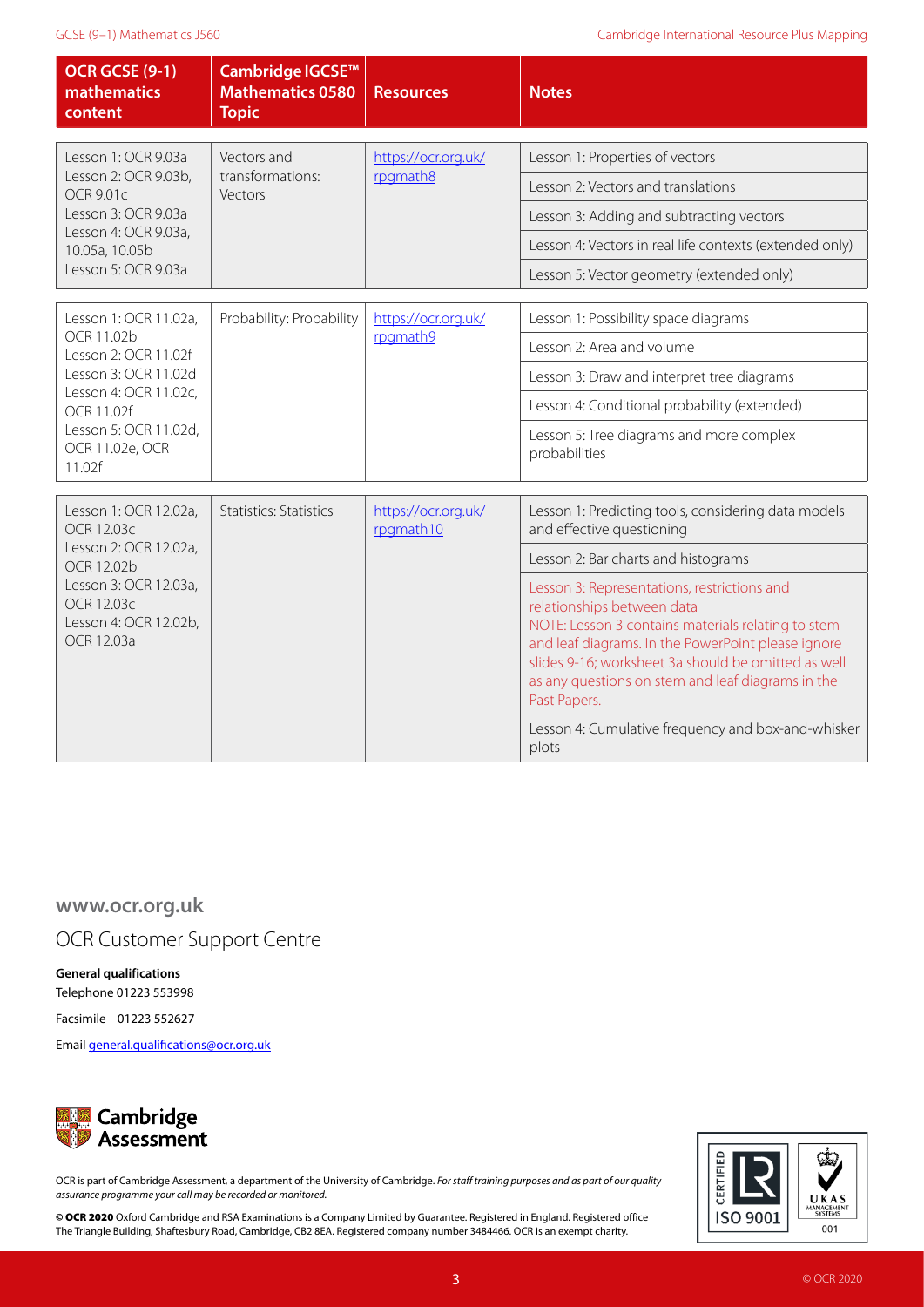| OCR GCSE (9-1) mathematics content | Cambridge IGCSE™ Mathematics 0580 Topic | Resources | Notes |
|---|---|---|---|
| Lesson 1: OCR 9.03a<br>Lesson 2: OCR 9.03b, OCR 9.01c<br>Lesson 3: OCR 9.03a<br>Lesson 4: OCR 9.03a, 10.05a, 10.05b<br>Lesson 5: OCR 9.03a | Vectors and transformations: Vectors | https://ocr.org.uk/rpgmath8 | Lesson 1: Properties of vectors<br>Lesson 2: Vectors and translations<br>Lesson 3: Adding and subtracting vectors<br>Lesson 4: Vectors in real life contexts (extended only)<br>Lesson 5: Vector geometry (extended only) |
| Lesson 1: OCR 11.02a, OCR 11.02b<br>Lesson 2: OCR 11.02f<br>Lesson 3: OCR 11.02d<br>Lesson 4: OCR 11.02c, OCR 11.02f<br>Lesson 5: OCR 11.02d, OCR 11.02e, OCR 11.02f | Probability: Probability | https://ocr.org.uk/rpgmath9 | Lesson 1: Possibility space diagrams<br>Lesson 2: Area and volume<br>Lesson 3: Draw and interpret tree diagrams<br>Lesson 4: Conditional probability (extended)<br>Lesson 5: Tree diagrams and more complex probabilities |
| Lesson 1: OCR 12.02a, OCR 12.03c<br>Lesson 2: OCR 12.02a, OCR 12.02b<br>Lesson 3: OCR 12.03a, OCR 12.03c<br>Lesson 4: OCR 12.02b, OCR 12.03a | Statistics: Statistics | https://ocr.org.uk/rpgmath10 | Lesson 1: Predicting tools, considering data models and effective questioning<br>Lesson 2: Bar charts and histograms<br>Lesson 3: Representations, restrictions and relationships between data<br>NOTE: Lesson 3 contains materials relating to stem and leaf diagrams. In the PowerPoint please ignore slides 9-16; worksheet 3a should be omitted as well as any questions on stem and leaf diagrams in the Past Papers.<br>Lesson 4: Cumulative frequency and box-and-whisker plots |

**www.ocr.org.uk**

OCR Customer Support Centre

**General qualifications**

Telephone 01223 553998

Facsimile 01223 552627

Email general.qualifications@ocr.org.uk

Cambridge Assessment

OCR is part of Cambridge Assessment, a department of the University of Cambridge. *For staff training purposes and as part of our quality assurance programme your call may be recorded or monitored.*

**© OCR 2020** Oxford Cambridge and RSA Examinations is a Company Limited by Guarantee. Registered in England. Registered office The Triangle Building, Shaftesbury Road, Cambridge, CB2 8EA. Registered company number 3484466. OCR is an exempt charity.